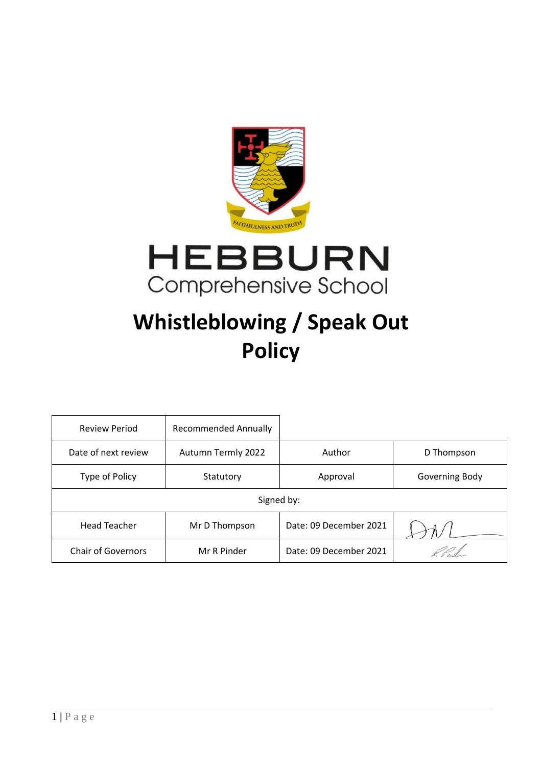FAITHFULNESS AND TRUTH

HEBBURN
Comprehensive School

# Whistleblowing / Speak Out Policy

| Review Period | Recommended Annually | | |
|---|---|---|---|
| Date of next review | Autumn Termly 2022 | Author | D Thompson |
| Type of Policy | Statutory | Approval | Governing Body |
| Signed by: | | | |
| Head Teacher | Mr D Thompson | Date: 09 December 2021 | |
| Chair of Governors | Mr R Pinder | Date: 09 December 2021 | |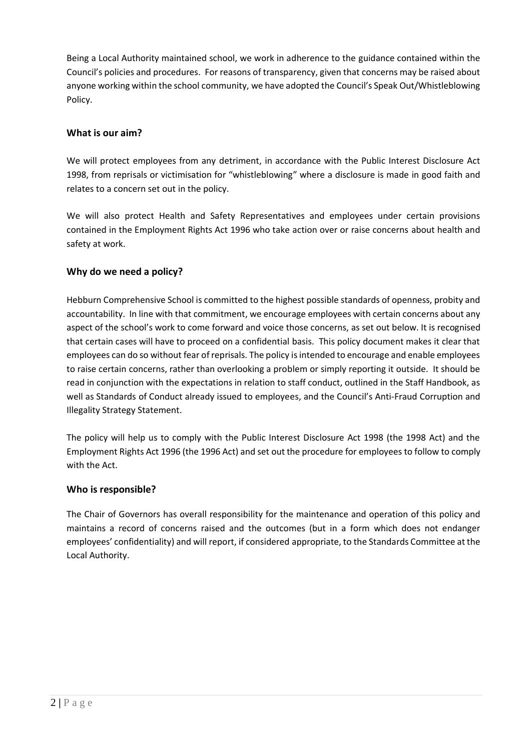Being a Local Authority maintained school, we work in adherence to the guidance contained within the Council's policies and procedures. For reasons of transparency, given that concerns may be raised about anyone working within the school community, we have adopted the Council's Speak Out/Whistleblowing Policy.

## What is our aim?

We will protect employees from any detriment, in accordance with the Public Interest Disclosure Act 1998, from reprisals or victimisation for "whistleblowing" where a disclosure is made in good faith and relates to a concern set out in the policy.

We will also protect Health and Safety Representatives and employees under certain provisions contained in the Employment Rights Act 1996 who take action over or raise concerns about health and safety at work.

## Why do we need a policy?

Hebburn Comprehensive School is committed to the highest possible standards of openness, probity and accountability. In line with that commitment, we encourage employees with certain concerns about any aspect of the school's work to come forward and voice those concerns, as set out below. It is recognised that certain cases will have to proceed on a confidential basis. This policy document makes it clear that employees can do so without fear of reprisals. The policy is intended to encourage and enable employees to raise certain concerns, rather than overlooking a problem or simply reporting it outside. It should be read in conjunction with the expectations in relation to staff conduct, outlined in the Staff Handbook, as well as Standards of Conduct already issued to employees, and the Council's Anti-Fraud Corruption and Illegality Strategy Statement.

The policy will help us to comply with the Public Interest Disclosure Act 1998 (the 1998 Act) and the Employment Rights Act 1996 (the 1996 Act) and set out the procedure for employees to follow to comply with the Act.

## Who is responsible?

The Chair of Governors has overall responsibility for the maintenance and operation of this policy and maintains a record of concerns raised and the outcomes (but in a form which does not endanger employees' confidentiality) and will report, if considered appropriate, to the Standards Committee at the Local Authority.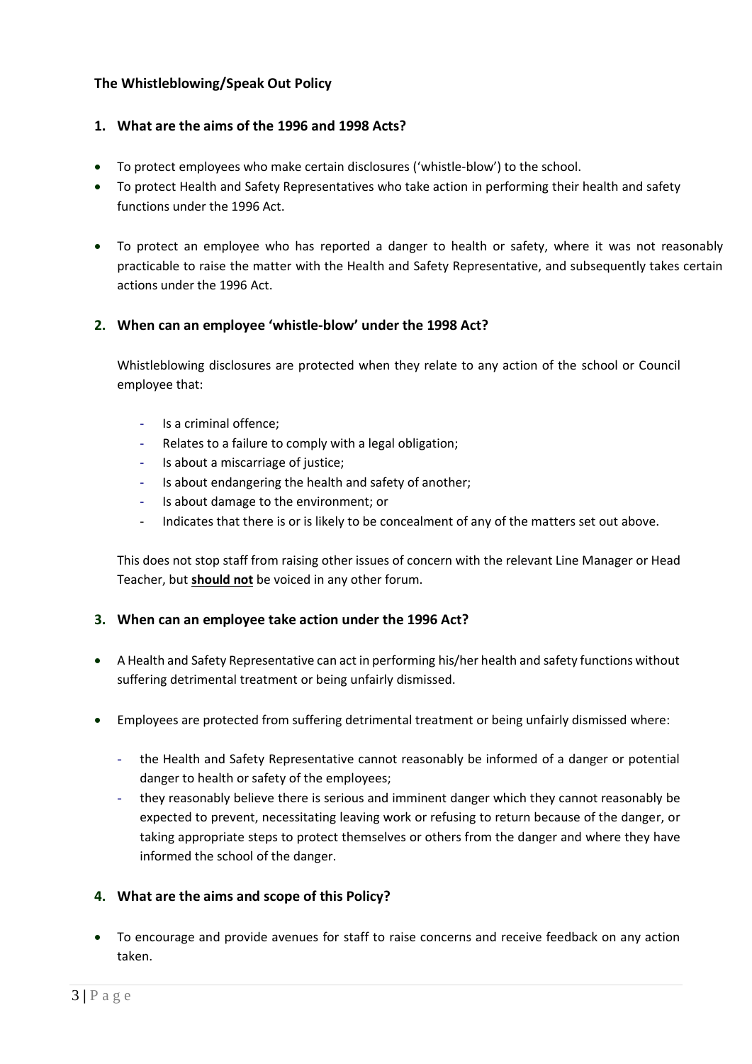### The Whistleblowing/Speak Out Policy

### 1. What are the aims of the 1996 and 1998 Acts?

- To protect employees who make certain disclosures ('whistle-blow') to the school.
- To protect Health and Safety Representatives who take action in performing their health and safety functions under the 1996 Act.
- To protect an employee who has reported a danger to health or safety, where it was not reasonably practicable to raise the matter with the Health and Safety Representative, and subsequently takes certain actions under the 1996 Act.

### 2. When can an employee 'whistle-blow' under the 1998 Act?

Whistleblowing disclosures are protected when they relate to any action of the school or Council employee that:

- Is a criminal offence;
- Relates to a failure to comply with a legal obligation;
- Is about a miscarriage of justice;
- Is about endangering the health and safety of another;
- Is about damage to the environment; or
- Indicates that there is or is likely to be concealment of any of the matters set out above.

This does not stop staff from raising other issues of concern with the relevant Line Manager or Head Teacher, but **should not** be voiced in any other forum.

### 3. When can an employee take action under the 1996 Act?

- A Health and Safety Representative can act in performing his/her health and safety functions without suffering detrimental treatment or being unfairly dismissed.
- Employees are protected from suffering detrimental treatment or being unfairly dismissed where:
  - the Health and Safety Representative cannot reasonably be informed of a danger or potential danger to health or safety of the employees;
  - they reasonably believe there is serious and imminent danger which they cannot reasonably be expected to prevent, necessitating leaving work or refusing to return because of the danger, or taking appropriate steps to protect themselves or others from the danger and where they have informed the school of the danger.

### 4. What are the aims and scope of this Policy?

- To encourage and provide avenues for staff to raise concerns and receive feedback on any action taken.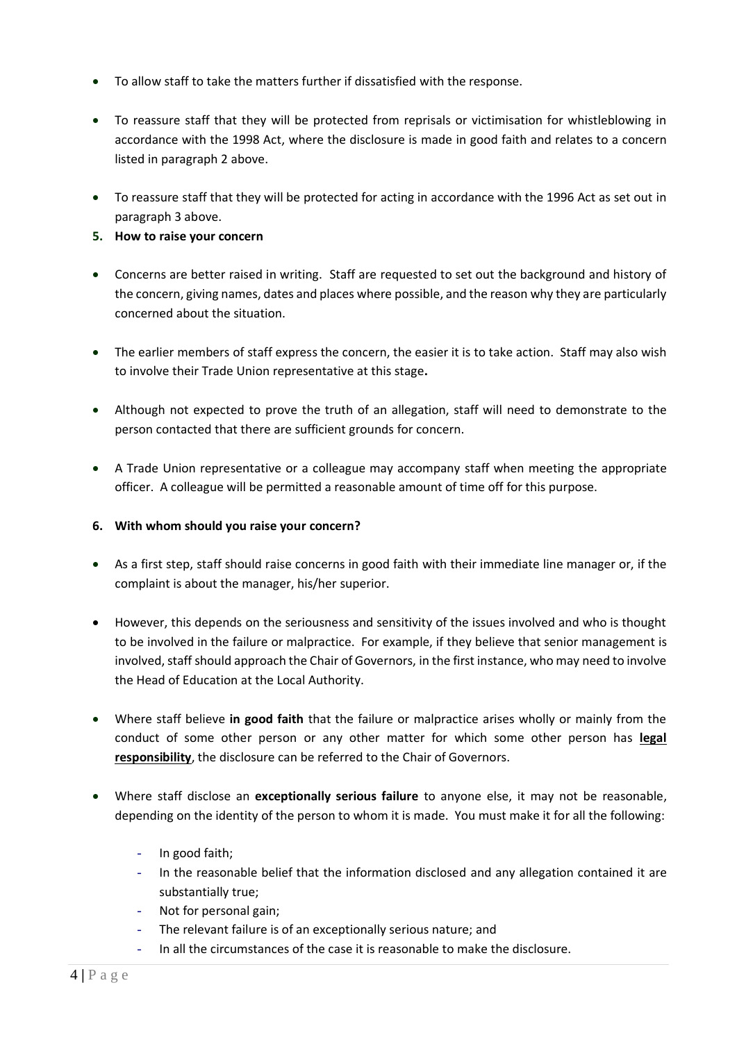- To allow staff to take the matters further if dissatisfied with the response.

- To reassure staff that they will be protected from reprisals or victimisation for whistleblowing in accordance with the 1998 Act, where the disclosure is made in good faith and relates to a concern listed in paragraph 2 above.

- To reassure staff that they will be protected for acting in accordance with the 1996 Act as set out in paragraph 3 above.

**5. How to raise your concern**

- Concerns are better raised in writing. Staff are requested to set out the background and history of the concern, giving names, dates and places where possible, and the reason why they are particularly concerned about the situation.

- The earlier members of staff express the concern, the easier it is to take action. Staff may also wish to involve their Trade Union representative at this stage**.**

- Although not expected to prove the truth of an allegation, staff will need to demonstrate to the person contacted that there are sufficient grounds for concern.

- A Trade Union representative or a colleague may accompany staff when meeting the appropriate officer. A colleague will be permitted a reasonable amount of time off for this purpose.

**6. With whom should you raise your concern?**

- As a first step, staff should raise concerns in good faith with their immediate line manager or, if the complaint is about the manager, his/her superior.

- However, this depends on the seriousness and sensitivity of the issues involved and who is thought to be involved in the failure or malpractice. For example, if they believe that senior management is involved, staff should approach the Chair of Governors, in the first instance, who may need to involve the Head of Education at the Local Authority.

- Where staff believe **in good faith** that the failure or malpractice arises wholly or mainly from the conduct of some other person or any other matter for which some other person has **<u>legal responsibility</u>**, the disclosure can be referred to the Chair of Governors.

- Where staff disclose an **exceptionally serious failure** to anyone else, it may not be reasonable, depending on the identity of the person to whom it is made. You must make it for all the following:
  - In good faith;
  - In the reasonable belief that the information disclosed and any allegation contained it are substantially true;
  - Not for personal gain;
  - The relevant failure is of an exceptionally serious nature; and
  - In all the circumstances of the case it is reasonable to make the disclosure.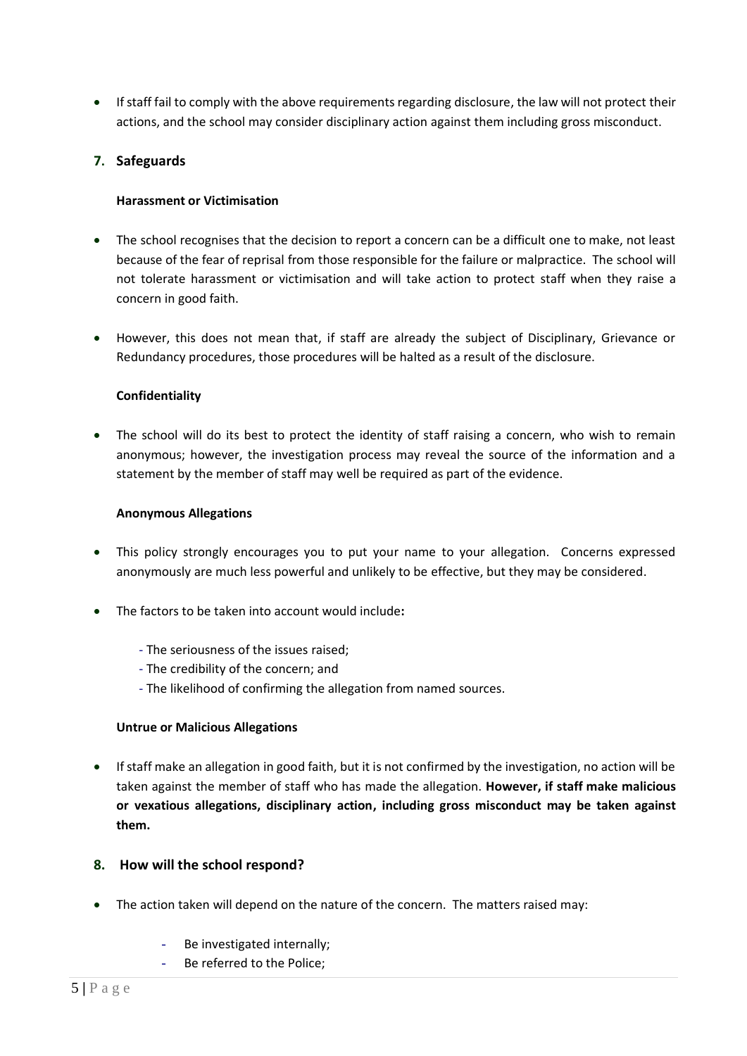- If staff fail to comply with the above requirements regarding disclosure, the law will not protect their actions, and the school may consider disciplinary action against them including gross misconduct.

## 7. Safeguards

### Harassment or Victimisation

- The school recognises that the decision to report a concern can be a difficult one to make, not least because of the fear of reprisal from those responsible for the failure or malpractice. The school will not tolerate harassment or victimisation and will take action to protect staff when they raise a concern in good faith.

- However, this does not mean that, if staff are already the subject of Disciplinary, Grievance or Redundancy procedures, those procedures will be halted as a result of the disclosure.

### Confidentiality

- The school will do its best to protect the identity of staff raising a concern, who wish to remain anonymous; however, the investigation process may reveal the source of the information and a statement by the member of staff may well be required as part of the evidence.

### Anonymous Allegations

- This policy strongly encourages you to put your name to your allegation. Concerns expressed anonymously are much less powerful and unlikely to be effective, but they may be considered.

- The factors to be taken into account would include**:**

  - The seriousness of the issues raised;
  - The credibility of the concern; and
  - The likelihood of confirming the allegation from named sources.

### Untrue or Malicious Allegations

- If staff make an allegation in good faith, but it is not confirmed by the investigation, no action will be taken against the member of staff who has made the allegation. **However, if staff make malicious or vexatious allegations, disciplinary action, including gross misconduct may be taken against them.**

## 8. How will the school respond?

- The action taken will depend on the nature of the concern. The matters raised may:

  - Be investigated internally;
  - Be referred to the Police;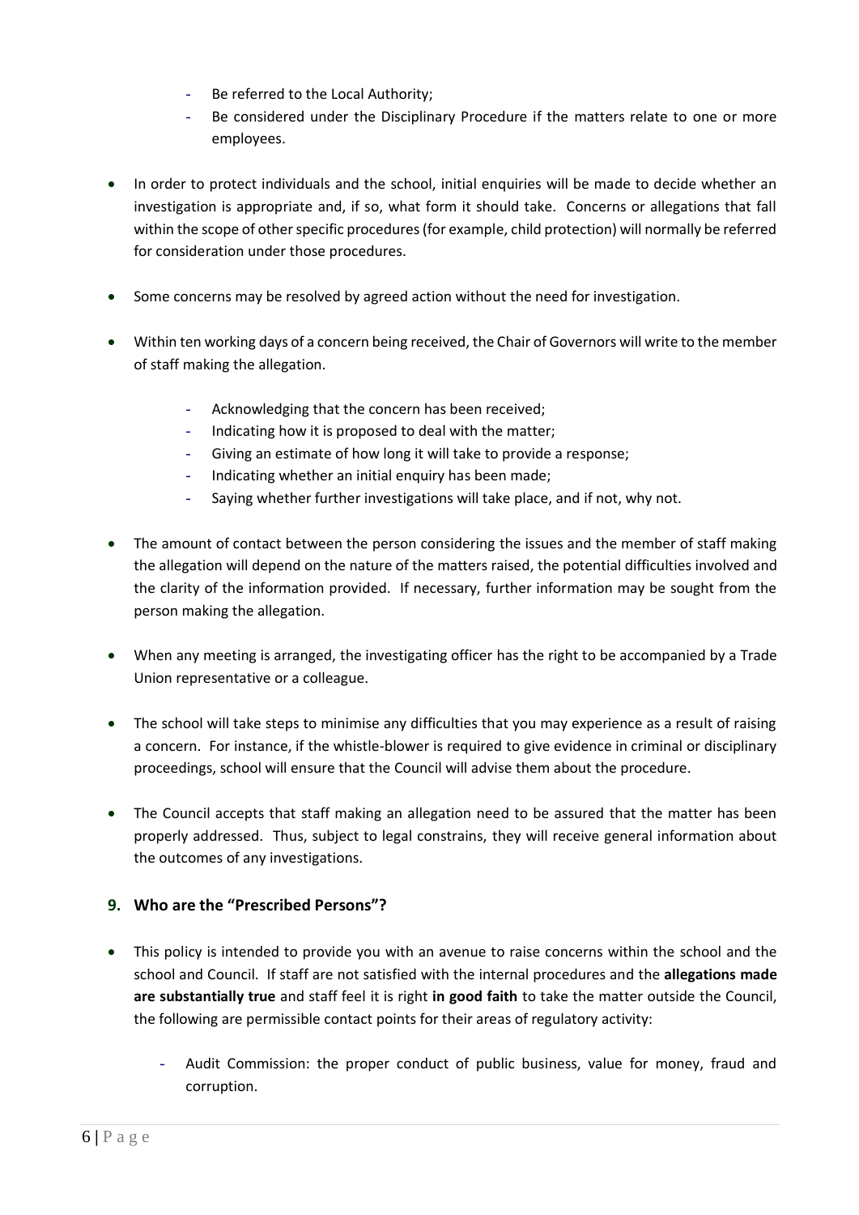- Be referred to the Local Authority;
- Be considered under the Disciplinary Procedure if the matters relate to one or more employees.

- In order to protect individuals and the school, initial enquiries will be made to decide whether an investigation is appropriate and, if so, what form it should take. Concerns or allegations that fall within the scope of other specific procedures (for example, child protection) will normally be referred for consideration under those procedures.

- Some concerns may be resolved by agreed action without the need for investigation.

- Within ten working days of a concern being received, the Chair of Governors will write to the member of staff making the allegation.

  - Acknowledging that the concern has been received;
  - Indicating how it is proposed to deal with the matter;
  - Giving an estimate of how long it will take to provide a response;
  - Indicating whether an initial enquiry has been made;
  - Saying whether further investigations will take place, and if not, why not.

- The amount of contact between the person considering the issues and the member of staff making the allegation will depend on the nature of the matters raised, the potential difficulties involved and the clarity of the information provided. If necessary, further information may be sought from the person making the allegation.

- When any meeting is arranged, the investigating officer has the right to be accompanied by a Trade Union representative or a colleague.

- The school will take steps to minimise any difficulties that you may experience as a result of raising a concern. For instance, if the whistle-blower is required to give evidence in criminal or disciplinary proceedings, school will ensure that the Council will advise them about the procedure.

- The Council accepts that staff making an allegation need to be assured that the matter has been properly addressed. Thus, subject to legal constrains, they will receive general information about the outcomes of any investigations.

## 9. Who are the "Prescribed Persons"?

- This policy is intended to provide you with an avenue to raise concerns within the school and the school and Council. If staff are not satisfied with the internal procedures and the **allegations made are substantially true** and staff feel it is right **in good faith** to take the matter outside the Council, the following are permissible contact points for their areas of regulatory activity:

  - Audit Commission: the proper conduct of public business, value for money, fraud and corruption.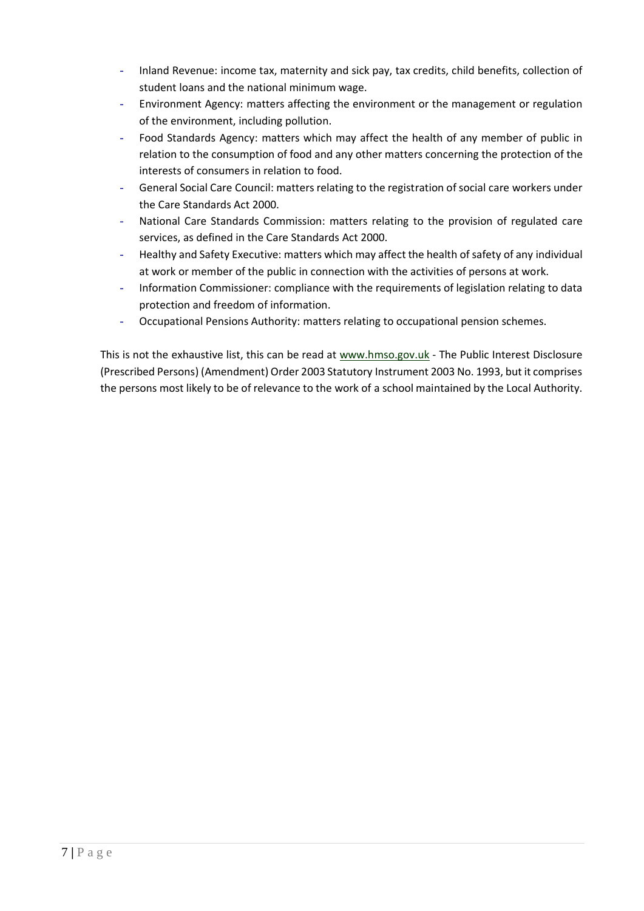- Inland Revenue: income tax, maternity and sick pay, tax credits, child benefits, collection of student loans and the national minimum wage.
- Environment Agency: matters affecting the environment or the management or regulation of the environment, including pollution.
- Food Standards Agency: matters which may affect the health of any member of public in relation to the consumption of food and any other matters concerning the protection of the interests of consumers in relation to food.
- General Social Care Council: matters relating to the registration of social care workers under the Care Standards Act 2000.
- National Care Standards Commission: matters relating to the provision of regulated care services, as defined in the Care Standards Act 2000.
- Healthy and Safety Executive: matters which may affect the health of safety of any individual at work or member of the public in connection with the activities of persons at work.
- Information Commissioner: compliance with the requirements of legislation relating to data protection and freedom of information.
- Occupational Pensions Authority: matters relating to occupational pension schemes.

This is not the exhaustive list, this can be read at www.hmso.gov.uk - The Public Interest Disclosure (Prescribed Persons) (Amendment) Order 2003 Statutory Instrument 2003 No. 1993, but it comprises the persons most likely to be of relevance to the work of a school maintained by the Local Authority.